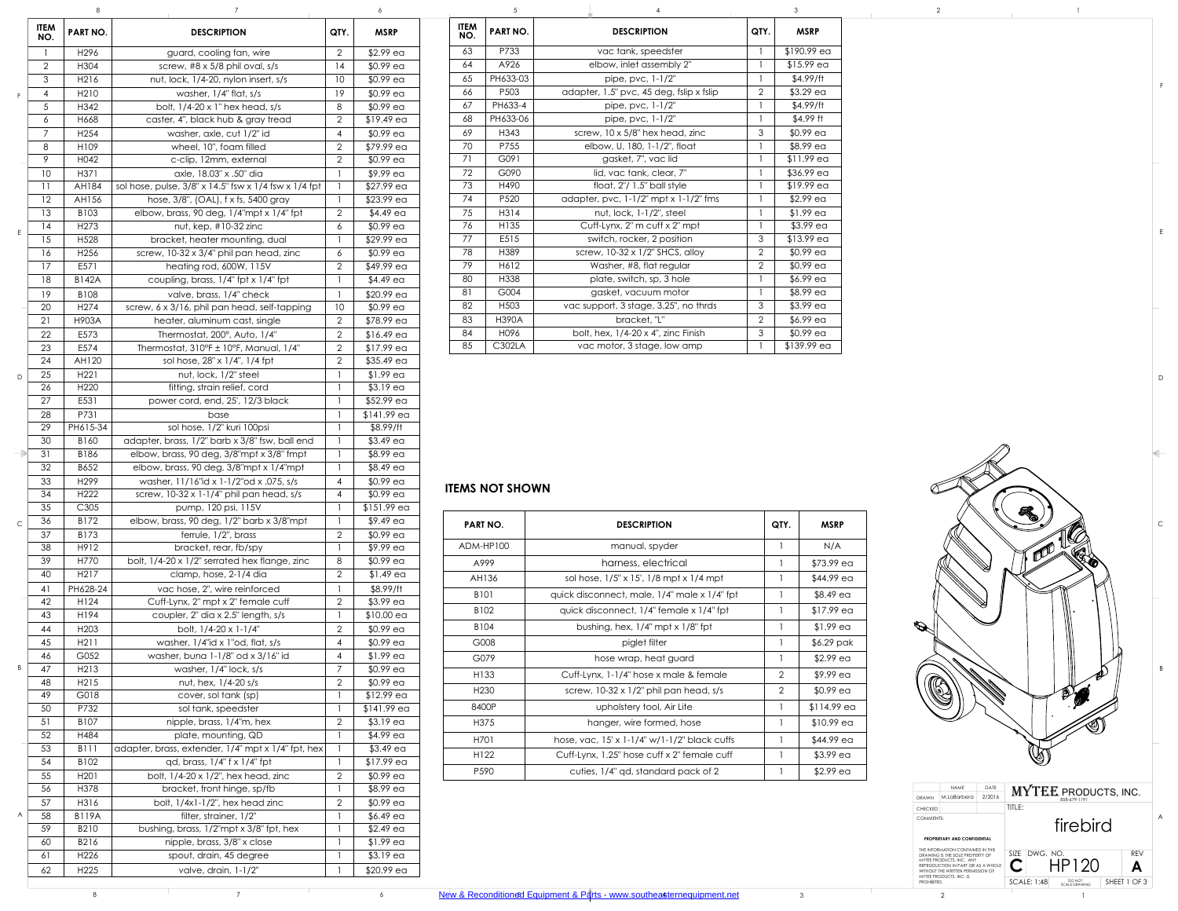| ITEM NO. | PART NO. | DESCRIPTION | QTY. | MSRP |
|---|---|---|---|---|
| 1 | H296 | guard, cooling fan, wire | 2 | $2.99 ea |
| 2 | H304 | screw, #8 x 5/8 phil oval, s/s | 14 | $0.99 ea |
| 3 | H216 | nut, lock, 1/4-20, nylon insert, s/s | 10 | $0.99 ea |
| 4 | H210 | washer, 1/4" flat, s/s | 19 | $0.99 ea |
| 5 | H342 | bolt, 1/4-20 x 1" hex head, s/s | 8 | $0.99 ea |
| 6 | H668 | caster, 4", black hub & gray tread | 2 | $19.49 ea |
| 7 | H254 | washer, axle, cut 1/2" id | 4 | $0.99 ea |
| 8 | H109 | wheel, 10", foam filled | 2 | $79.99 ea |
| 9 | H042 | c-clip, 12mm, external | 2 | $0.99 ea |
| 10 | H371 | axle, 18.03" x .50" dia | 1 | $9.99 ea |
| 11 | AH184 | sol hose, pulse, 3/8" x 14.5" fsw x 1/4 fsw x 1/4 fpt | 1 | $27.99 ea |
| 12 | AH156 | hose, 3/8", (OAL), f x fs, 5400 gray | 1 | $23.99 ea |
| 13 | B103 | elbow, brass, 90 deg, 1/4"mpt x 1/4" fpt | 2 | $4.49 ea |
| 14 | H273 | nut, kep, #10-32 zinc | 6 | $0.99 ea |
| 15 | H528 | bracket, heater mounting, dual | 1 | $29.99 ea |
| 16 | H256 | screw, 10-32 x 3/4" phil pan head, zinc | 6 | $0.99 ea |
| 17 | E571 | heating rod, 600W, 115V | 2 | $49.99 ea |
| 18 | B142A | coupling, brass, 1/4" fpt x 1/4" fpt | 1 | $4.49 ea |
| 19 | B108 | valve, brass, 1/4" check | 1 | $20.99 ea |
| 20 | H274 | screw, 6 x 3/16, phil pan head, self-tapping | 10 | $0.99 ea |
| 21 | H903A | heater, aluminum cast, single | 2 | $78.99 ea |
| 22 | E573 | Thermostat, 200°, Auto, 1/4" | 2 | $16.49 ea |
| 23 | E574 | Thermostat, 310°F ± 10°F, Manual, 1/4" | 2 | $17.99 ea |
| 24 | AH120 | sol hose, 28" x 1/4", 1/4 fpt | 2 | $35.49 ea |
| 25 | H221 | nut, lock, 1/2" steel | 1 | $1.99 ea |
| 26 | H220 | fitting, strain relief, cord | 1 | $3.19 ea |
| 27 | E531 | power cord, end, 25', 12/3 black | 1 | $52.99 ea |
| 28 | P731 | base | 1 | $141.99 ea |
| 29 | PH615-34 | sol hose, 1/2" kuri 100psi | 1 | $8.99/ft |
| 30 | B160 | adapter, brass, 1/2" barb x 3/8" fsw, ball end | 1 | $3.49 ea |
| 31 | B186 | elbow, brass, 90 deg, 3/8"mpt x 3/8" fmpt | 1 | $8.99 ea |
| 32 | B652 | elbow, brass, 90 deg, 3/8"mpt x 1/4"mpt | 1 | $8.49 ea |
| 33 | H299 | washer, 11/16"id x 1-1/2"od x .075, s/s | 4 | $0.99 ea |
| 34 | H222 | screw, 10-32 x 1-1/4" phil pan head, s/s | 4 | $0.99 ea |
| 35 | C305 | pump, 120 psi, 115V | 1 | $151.99 ea |
| 36 | B172 | elbow, brass, 90 deg, 1/2" barb x 3/8"mpt | 1 | $9.49 ea |
| 37 | B173 | ferrule, 1/2", brass | 2 | $0.99 ea |
| 38 | H912 | bracket, rear, fb/spy | 1 | $9.99 ea |
| 39 | H770 | bolt, 1/4-20 x 1/2" serrated hex flange, zinc | 8 | $0.99 ea |
| 40 | H217 | clamp, hose, 2-1/4 dia | 2 | $1.49 ea |
| 41 | PH628-24 | vac hose, 2", wire reinforced | 1 | $8.99/ft |
| 42 | H124 | Cuff-Lynx, 2" mpt x 2" female cuff | 2 | $3.99 ea |
| 43 | H194 | coupler, 2" dia x 2.5" length, s/s | 1 | $10.00 ea |
| 44 | H203 | bolt, 1/4-20 x 1-1/4" | 2 | $0.99 ea |
| 45 | H211 | washer, 1/4"id x 1"od, flat, s/s | 4 | $0.99 ea |
| 46 | G052 | washer, buna 1-1/8" od x 3/16" id | 4 | $1.99 ea |
| 47 | H213 | washer, 1/4" lock, s/s | 7 | $0.99 ea |
| 48 | H215 | nut, hex, 1/4-20 s/s | 2 | $0.99 ea |
| 49 | G018 | cover, sol tank (sp) | 1 | $12.99 ea |
| 50 | P732 | sol tank, speedster | 1 | $141.99 ea |
| 51 | B107 | nipple, brass, 1/4"m, hex | 2 | $3.19 ea |
| 52 | H484 | plate, mounting, QD | 1 | $4.99 ea |
| 53 | B111 | adapter, brass, extender, 1/4" mpt x 1/4" fpt, hex | 1 | $3.49 ea |
| 54 | B102 | qd, brass, 1/4" f x 1/4" fpt | 1 | $17.99 ea |
| 55 | H201 | bolt, 1/4-20 x 1/2", hex head, zinc | 2 | $0.99 ea |
| 56 | H378 | bracket, front hinge, sp/fb | 1 | $8.99 ea |
| 57 | H316 | bolt, 1/4x1-1/2", hex head zinc | 2 | $0.99 ea |
| 58 | B119A | filter, strainer, 1/2" | 1 | $6.49 ea |
| 59 | B210 | bushing, brass, 1/2"mpt x 3/8" fpt, hex | 1 | $2.49 ea |
| 60 | B216 | nipple, brass, 3/8" x close | 1 | $1.99 ea |
| 61 | H226 | spout, drain, 45 degree | 1 | $3.19 ea |
| 62 | H225 | valve, drain, 1-1/2" | 1 | $20.99 ea |
| 63 | P733 | vac tank, speedster | 1 | $190.99 ea |
| 64 | A926 | elbow, inlet assembly 2" | 1 | $15.99 ea |
| 65 | PH633-03 | pipe, pvc, 1-1/2" | 1 | $4.99/ft |
| 66 | P503 | adapter, 1.5" pvc, 45 deg, fslip x fslip | 2 | $3.29 ea |
| 67 | PH633-4 | pipe, pvc, 1-1/2" | 1 | $4.99/ft |
| 68 | PH633-06 | pipe, pvc, 1-1/2" | 1 | $4.99 ft |
| 69 | H343 | screw, 10 x 5/8" hex head, zinc | 3 | $0.99 ea |
| 70 | P755 | elbow, U, 180, 1-1/2", float | 1 | $8.99 ea |
| 71 | G091 | gasket, 7", vac lid | 1 | $11.99 ea |
| 72 | G090 | lid, vac tank, clear, 7" | 1 | $36.99 ea |
| 73 | H490 | float, 2"/ 1.5" ball style | 1 | $19.99 ea |
| 74 | P520 | adapter, pvc, 1-1/2" mpt x 1-1/2" fms | 1 | $2.99 ea |
| 75 | H314 | nut, lock, 1-1/2", steel | 1 | $1.99 ea |
| 76 | H135 | Cuff-Lynx, 2" m cuff x 2" mpt | 1 | $3.99 ea |
| 77 | E515 | switch, rocker, 2 position | 3 | $13.99 ea |
| 78 | H389 | screw, 10-32 x 1/2" SHCS, alloy | 2 | $0.99 ea |
| 79 | H612 | Washer, #8, flat regular | 2 | $0.99 ea |
| 80 | H338 | plate, switch, sp, 3 hole | 1 | $6.99 ea |
| 81 | G004 | gasket, vacuum motor | 1 | $8.99 ea |
| 82 | H503 | vac support, 3 stage, 3.25", no thrds | 3 | $3.99 ea |
| 83 | H390A | bracket, "L" | 2 | $6.99 ea |
| 84 | H096 | bolt, hex, 1/4-20 x 4", zinc Finish | 3 | $0.99 ea |
| 85 | C302LA | vac motor, 3 stage, low amp | 1 | $139.99 ea |

## ITEMS NOT SHOWN

| PART NO. | DESCRIPTION | QTY. | MSRP |
|---|---|---|---|
| ADM-HP100 | manual, spyder | 1 | N/A |
| A999 | harness, electrical | 1 | $73.99 ea |
| AH136 | sol hose, 1/5" x 15', 1/8 mpt x 1/4 mpt | 1 | $44.99 ea |
| B101 | quick disconnect, male, 1/4" male x 1/4" fpt | 1 | $8.49 ea |
| B102 | quick disconnect, 1/4" female x 1/4" fpt | 1 | $17.99 ea |
| B104 | bushing, hex, 1/4" mpt x 1/8" fpt | 1 | $1.99 ea |
| G008 | piglet filter | 1 | $6.29 pak |
| G079 | hose wrap, heat guard | 1 | $2.99 ea |
| H133 | Cuff-Lynx, 1-1/4" hose x male & female | 2 | $9.99 ea |
| H230 | screw, 10-32 x 1/2" phil pan head, s/s | 2 | $0.99 ea |
| 8400P | upholstery tool, Air Lite | 1 | $114.99 ea |
| H375 | hanger, wire formed, hose | 1 | $10.99 ea |
| H701 | hose, vac, 15' x 1-1/4" w/1-1/2" black cuffs | 1 | $44.99 ea |
| H122 | Cuff-Lynx, 1.25" hose cuff x 2" female cuff | 1 | $3.99 ea |
| P590 | cuties, 1/4" qd, standard pack of 2 | 1 | $2.99 ea |

| | NAME | DATE |
|---|---|---|
| DRAWN | M.LaBarbera | 2/2016 |
| CHECKED | | |

COMMENTS:

**PROPRIETARY AND CONFIDENTIAL**

THE INFORMATION CONTAINED IN THIS DRAWING IS THE SOLE PROPERTY OF MYTEE PRODUCTS, INC. ANY REPRODUCTION IN PART OR AS A WHOLE WITHOUT THE WRITTEN PERMISSION OF MYTEE PRODUCTS, INC. IS PROHIBITED.

**MYTEE PRODUCTS, INC.** 858-679-1191

TITLE: firebird

SIZE: C | DWG. NO.: HP120 | REV: A

SCALE: 1:48 | DO NOT SCALE DRAWING | SHEET 1 OF 3

New & Reconditioned Equipment & Parts - www.southeasternequipment.net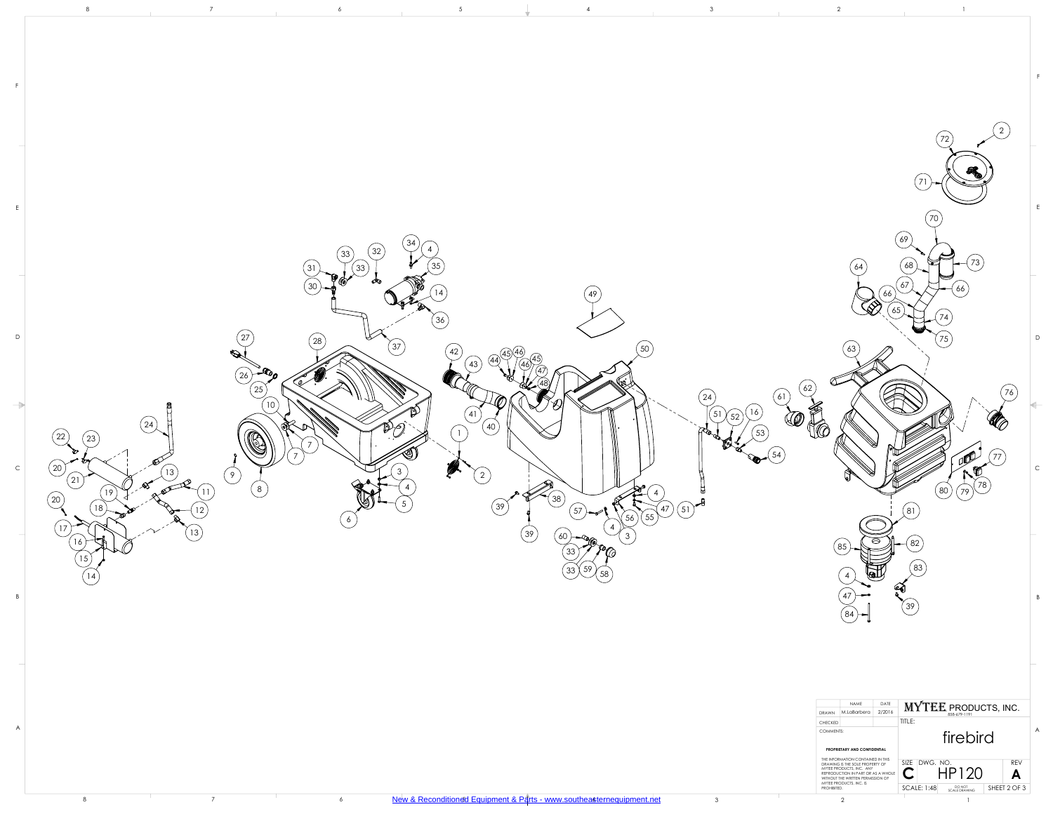| NAME | DATE |
|---|---|
| DRAWN M.LaBarbera | 2/2016 |
| CHECKED | |

COMMENTS:

**PROPRIETARY AND CONFIDENTIAL**

THE INFORMATION CONTAINED IN THIS DRAWING IS THE SOLE PROPERTY OF MYTEE PRODUCTS, INC. ANY REPRODUCTION IN PART OR AS A WHOLE WITHOUT THE WRITTEN PERMISSION OF MYTEE PRODUCTS, INC. IS PROHIBITED.

**MYTEE PRODUCTS, INC.**
858-679-1191

TITLE:

firebird

SIZE C | DWG. NO. HP120 | REV A

SCALE: 1:48 | DO NOT SCALE DRAWING | SHEET 2 OF 3

New & Reconditioned Equipment & Parts - www.southeasternequipment.net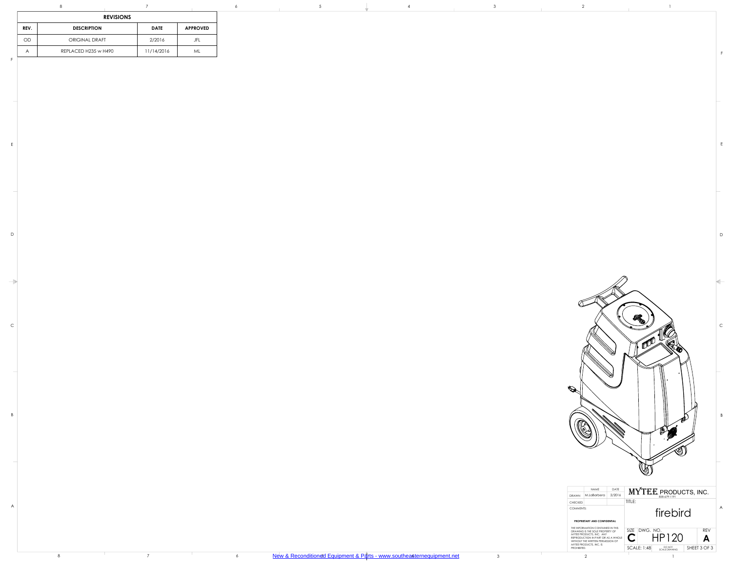## REVISIONS

| REV. | DESCRIPTION | DATE | APPROVED |
|---|---|---|---|
| OD | ORIGINAL DRAFT | 2/2016 | JFL |
| A | REPLACED H235 w H490 | 11/14/2016 | ML |

| | NAME | DATE |
|---|---|---|
| DRAWN | M.LaBarbera | 2/2016 |
| CHECKED | | |

COMMENTS:

**PROPRIETARY AND CONFIDENTIAL**

THE INFORMATION CONTAINED IN THIS DRAWING IS THE SOLE PROPERTY OF MYTEE PRODUCTS, INC. ANY REPRODUCTION IN PART OR AS A WHOLE WITHOUT THE WRITTEN PERMISSION OF MYTEE PRODUCTS, INC. IS PROHIBITED.

**MYTEE PRODUCTS, INC.**
858-679-1191

TITLE: firebird

SIZE: C | DWG. NO.: HP120 | REV: A

SCALE: 1:48 | DO NOT SCALE DRAWING | SHEET 3 OF 3

New & Reconditioned Equipment & Parts - www.southeasternequipment.net